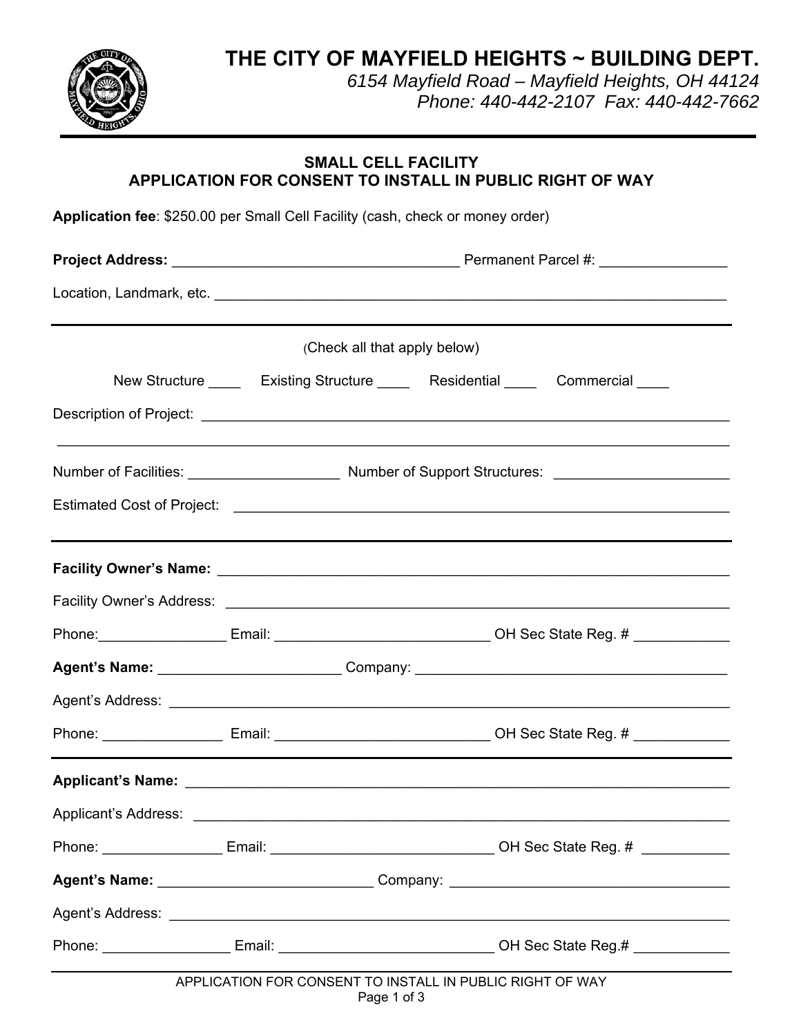# THE CITY OF MAYFIELD HEIGHTS ~ BUILDING DEPT.

*6154 Mayfield Road – Mayfield Heights, OH 44124*
*Phone: 440-442-2107 Fax: 440-442-7662*

---

## SMALL CELL FACILITY
## APPLICATION FOR CONSENT TO INSTALL IN PUBLIC RIGHT OF WAY

**Application fee**: $250.00 per Small Cell Facility (cash, check or money order)

**Project Address:** ___________________________________ Permanent Parcel #: _______________

Location, Landmark, etc. _________________________________________________________________

---

(Check all that apply below)

New Structure ____ Existing Structure ____ Residential ____ Commercial ____

Description of Project: ______________________________________________________________

_____________________________________________________________________________________

Number of Facilities: __________________ Number of Support Structures: _____________________

Estimated Cost of Project: ______________________________________________________________

---

**Facility Owner's Name:** ______________________________________________________________

Facility Owner's Address: ______________________________________________________________

Phone:________________ Email: __________________________ OH Sec State Reg. # ___________

**Agent's Name:** _____________________ Company: _____________________________________

Agent's Address: ______________________________________________________________________

Phone: _______________ Email: __________________________ OH Sec State Reg. # ___________

---

**Applicant's Name:** ___________________________________________________________________

Applicant's Address: ___________________________________________________________________

Phone: _______________ Email: ___________________________ OH Sec State Reg. # __________

**Agent's Name:** __________________________ Company: __________________________________

Agent's Address: ______________________________________________________________________

Phone: ________________ Email: __________________________ OH Sec State Reg.# ___________

---

APPLICATION FOR CONSENT TO INSTALL IN PUBLIC RIGHT OF WAY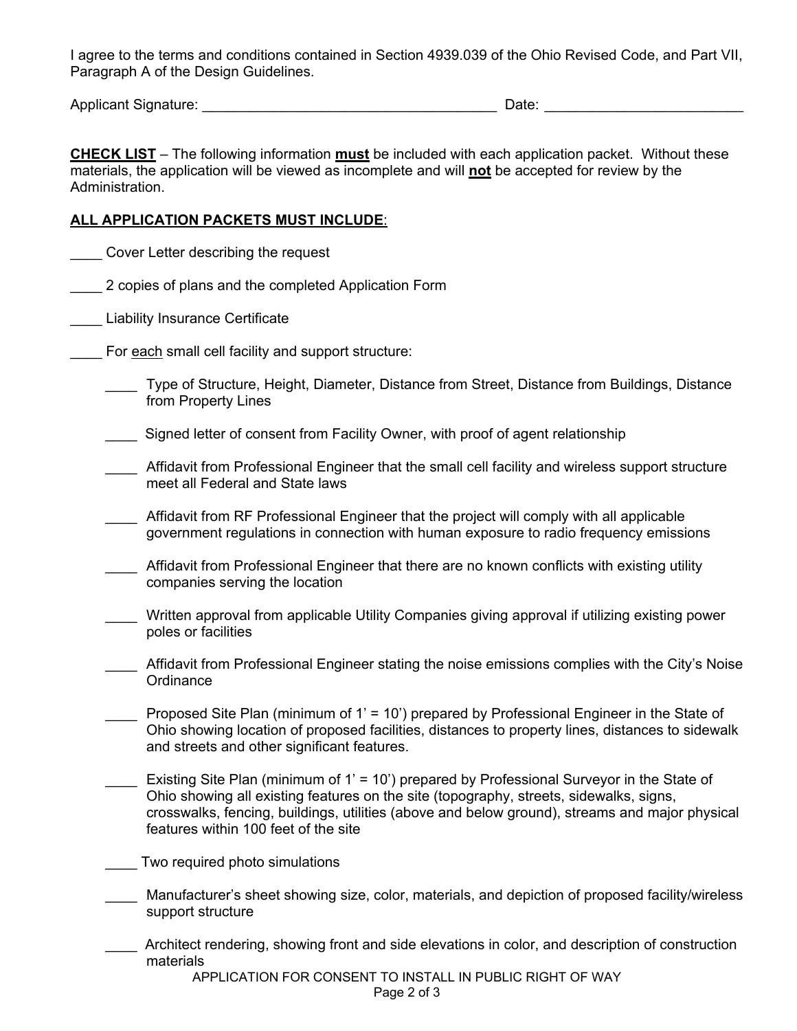I agree to the terms and conditions contained in Section 4939.039 of the Ohio Revised Code, and Part VII, Paragraph A of the Design Guidelines.

Applicant Signature: ______________________________________ Date: _________________________

**CHECK LIST** – The following information **must** be included with each application packet. Without these materials, the application will be viewed as incomplete and will **not** be accepted for review by the Administration.

**ALL APPLICATION PACKETS MUST INCLUDE**:

____ Cover Letter describing the request

____ 2 copies of plans and the completed Application Form

____ Liability Insurance Certificate

____ For each small cell facility and support structure:

- ____ Type of Structure, Height, Diameter, Distance from Street, Distance from Buildings, Distance from Property Lines
- ____ Signed letter of consent from Facility Owner, with proof of agent relationship
- ____ Affidavit from Professional Engineer that the small cell facility and wireless support structure meet all Federal and State laws
- ____ Affidavit from RF Professional Engineer that the project will comply with all applicable government regulations in connection with human exposure to radio frequency emissions
- ____ Affidavit from Professional Engineer that there are no known conflicts with existing utility companies serving the location
- ____ Written approval from applicable Utility Companies giving approval if utilizing existing power poles or facilities
- ____ Affidavit from Professional Engineer stating the noise emissions complies with the City's Noise Ordinance
- ____ Proposed Site Plan (minimum of 1' = 10') prepared by Professional Engineer in the State of Ohio showing location of proposed facilities, distances to property lines, distances to sidewalk and streets and other significant features.
- ____ Existing Site Plan (minimum of 1' = 10') prepared by Professional Surveyor in the State of Ohio showing all existing features on the site (topography, streets, sidewalks, signs, crosswalks, fencing, buildings, utilities (above and below ground), streams and major physical features within 100 feet of the site
- ____ Two required photo simulations
- ____ Manufacturer's sheet showing size, color, materials, and depiction of proposed facility/wireless support structure
- ____ Architect rendering, showing front and side elevations in color, and description of construction materials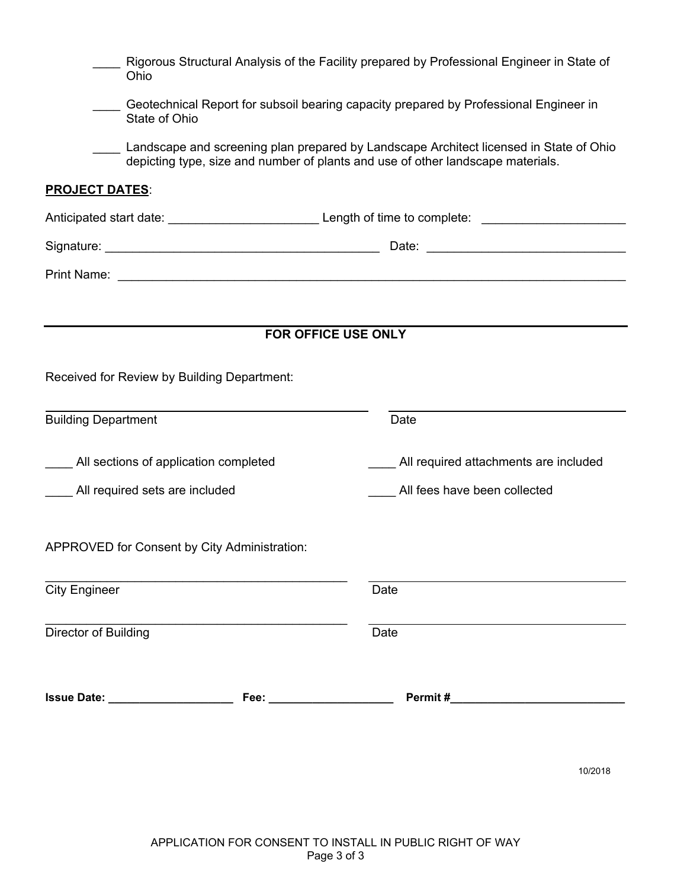____ Rigorous Structural Analysis of the Facility prepared by Professional Engineer in State of Ohio

____ Geotechnical Report for subsoil bearing capacity prepared by Professional Engineer in State of Ohio

____ Landscape and screening plan prepared by Landscape Architect licensed in State of Ohio depicting type, size and number of plants and use of other landscape materials.

**PROJECT DATES**:

Anticipated start date: ______________________ Length of time to complete: ____________________

Signature: ________________________________________ Date: ____________________________

Print Name: ________________________________________________________________________

---

**FOR OFFICE USE ONLY**

Received for Review by Building Department:

______________________________________ ______________________________

Building Department Date

____ All sections of application completed ____ All required attachments are included

____ All required sets are included ____ All fees have been collected

APPROVED for Consent by City Administration:

______________________________________ ______________________________

City Engineer Date

______________________________________ ______________________________

Director of Building Date

**Issue Date:** ____________________ **Fee:** ____________________ **Permit #**____________________________

10/2018

APPLICATION FOR CONSENT TO INSTALL IN PUBLIC RIGHT OF WAY